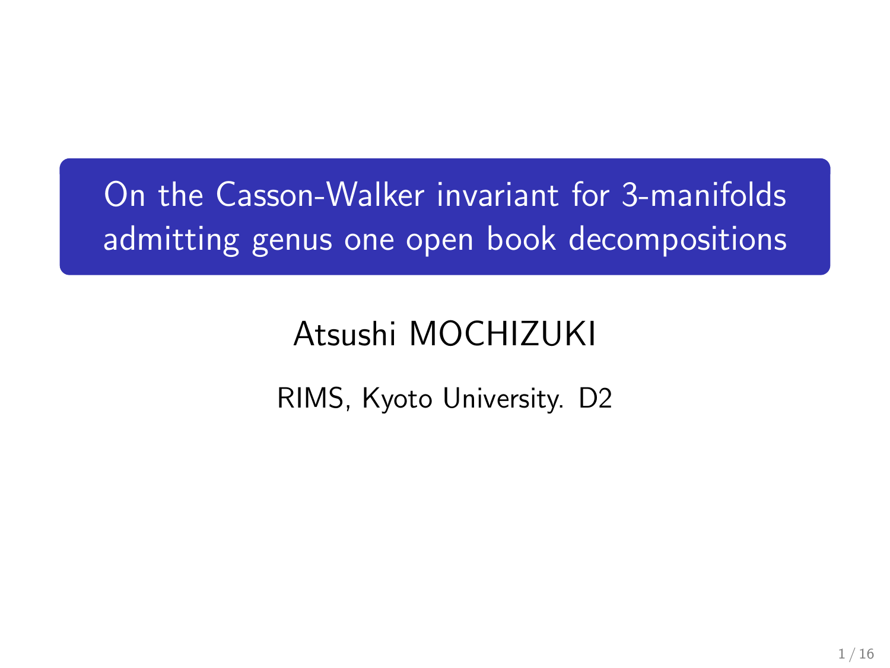# On the Casson-Walker invariant for 3-manifolds admitting genus one open book decompositions

Atsushi MOCHIZUKI

RIMS, Kyoto University. D2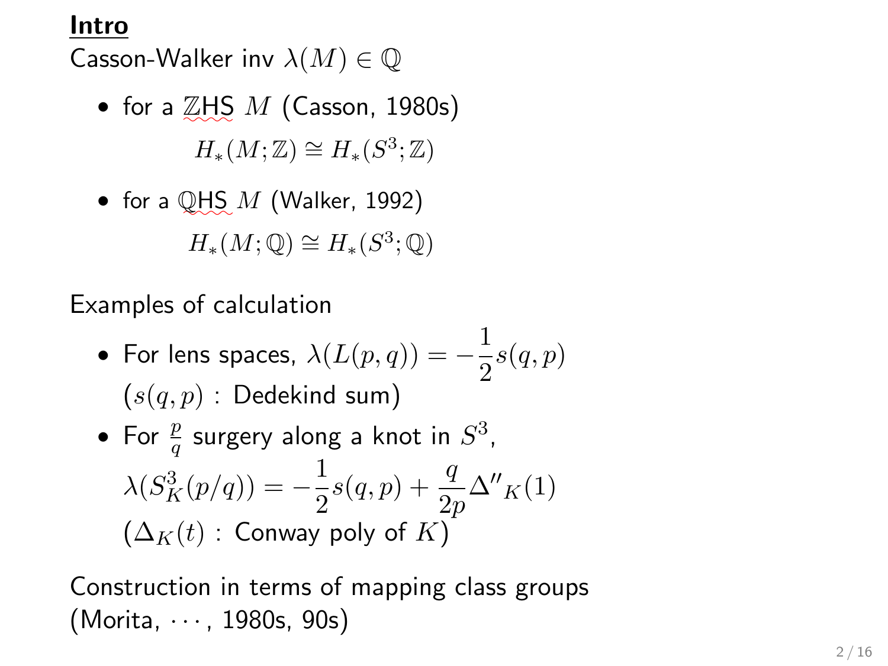**Intro**

Casson-Walker inv $\lambda(M) \in \mathbb{Q}$

- for a $\mathbb{Z}$HS $M$ (Casson, 1980s)

  $$H_*(M;\mathbb{Z}) \cong H_*(S^3;\mathbb{Z})$$

- for a $\mathbb{Q}$HS $M$ (Walker, 1992)

  $$H_*(M;\mathbb{Q}) \cong H_*(S^3;\mathbb{Q})$$

Examples of calculation

- For lens spaces, $\lambda(L(p,q)) = -\dfrac{1}{2}s(q,p)$
  ($s(q,p)$ : Dedekind sum)
- For $\frac{p}{q}$ surgery along a knot in $S^3$,
  $\lambda(S^3_K(p/q)) = -\dfrac{1}{2}s(q,p) + \dfrac{q}{2p}\Delta''_K(1)$
  ($\Delta_K(t)$ : Conway poly of $K$)

Construction in terms of mapping class groups
(Morita, $\cdots$, 1980s, 90s)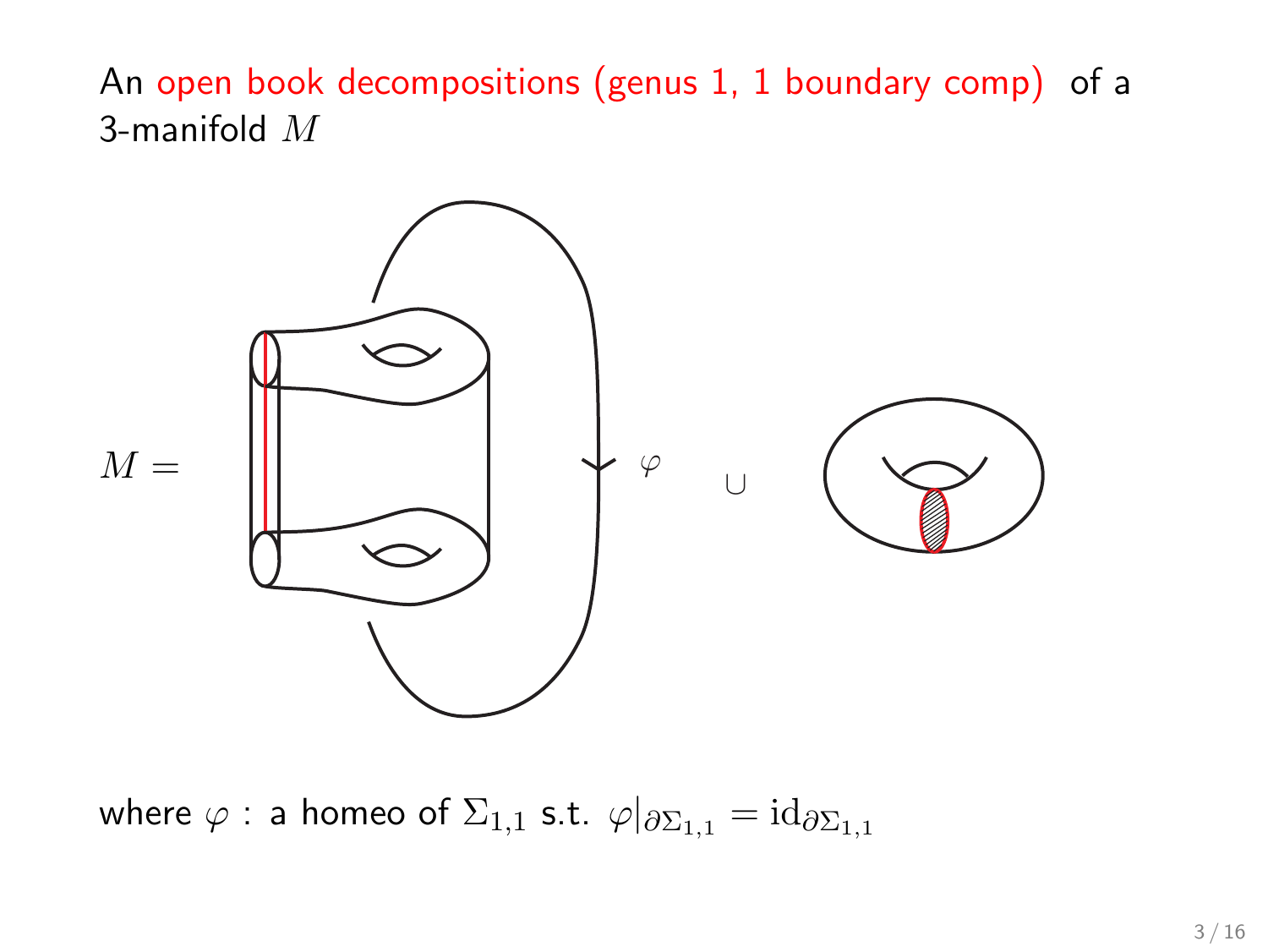An open book decompositions (genus 1, 1 boundary comp) of a 3-manifold $M$

$M = \quad \varphi \quad \cup$

where $\varphi$ : a homeo of $\Sigma_{1,1}$ s.t. $\varphi|_{\partial\Sigma_{1,1}} = \mathrm{id}_{\partial\Sigma_{1,1}}$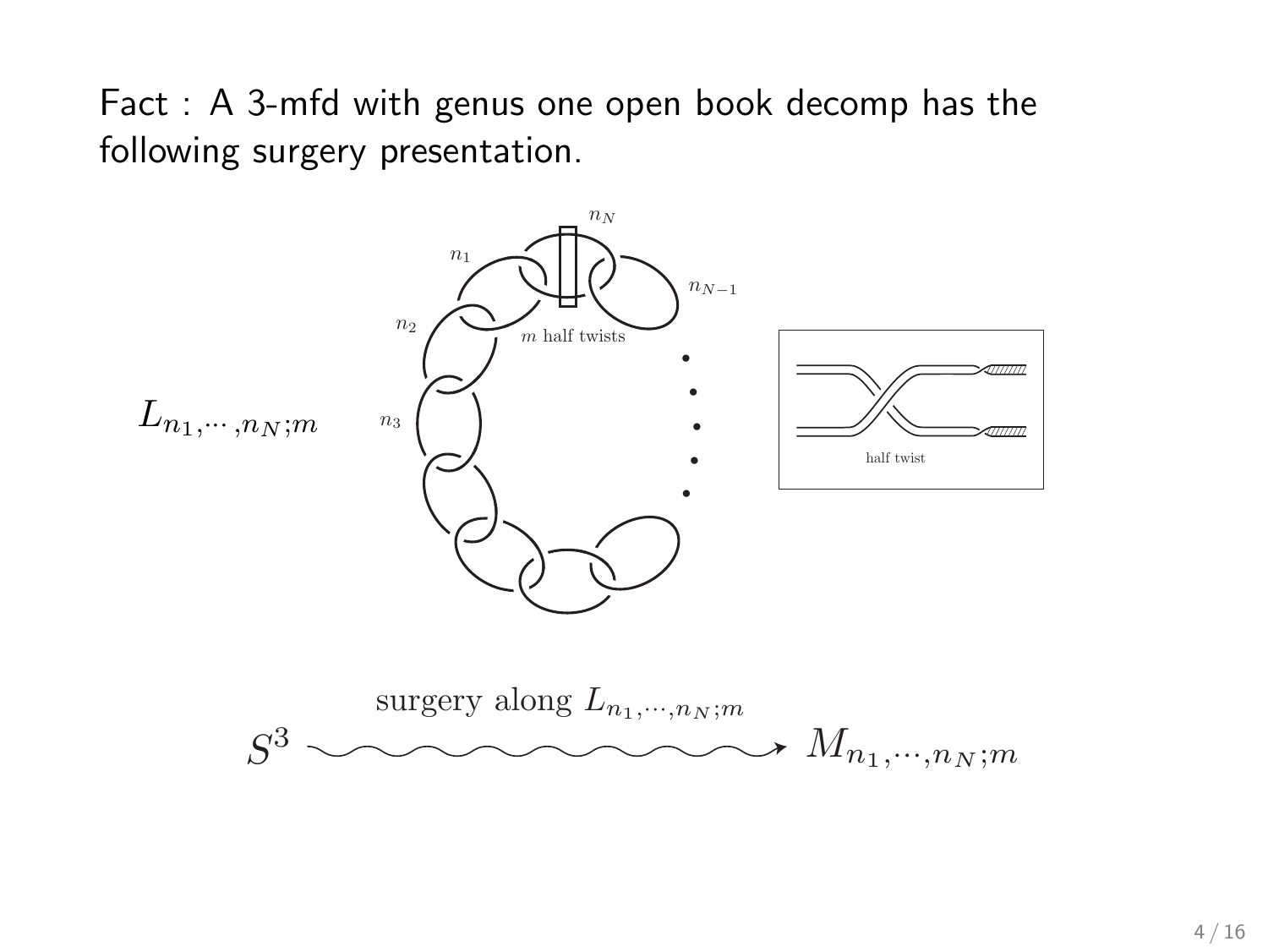Fact : A 3-mfd with genus one open book decomp has the following surgery presentation.

$L_{n_1,\cdots,n_N;m}$

$n_1$, $n_2$, $n_3$, $n_N$, $n_{N-1}$

$m$ half twists

half twist

$$S^3 \xrightarrow{\text{surgery along } L_{n_1,\cdots,n_N;m}} M_{n_1,\cdots,n_N;m}$$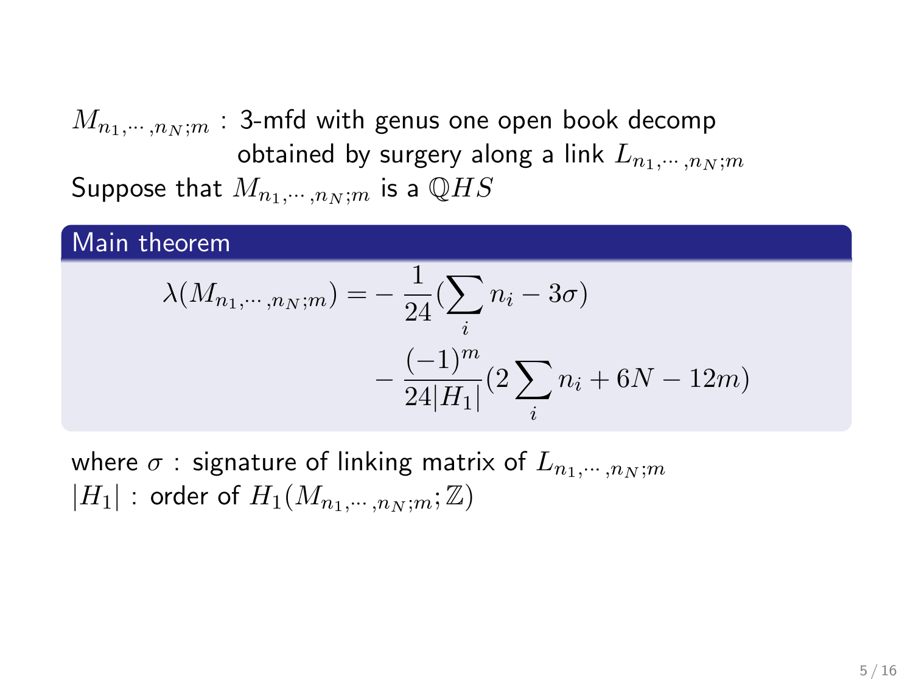$M_{n_1,\cdots,n_N;m}$ : 3-mfd with genus one open book decomp obtained by surgery along a link $L_{n_1,\cdots,n_N;m}$

Suppose that $M_{n_1,\cdots,n_N;m}$ is a $\mathbb{Q}HS$

**Main theorem**

$$\lambda(M_{n_1,\cdots,n_N;m}) = -\frac{1}{24}\left(\sum_i n_i - 3\sigma\right) - \frac{(-1)^m}{24|H_1|}\left(2\sum_i n_i + 6N - 12m\right)$$

where $\sigma$ : signature of linking matrix of $L_{n_1,\cdots,n_N;m}$

$|H_1|$ : order of $H_1(M_{n_1,\cdots,n_N;m};\mathbb{Z})$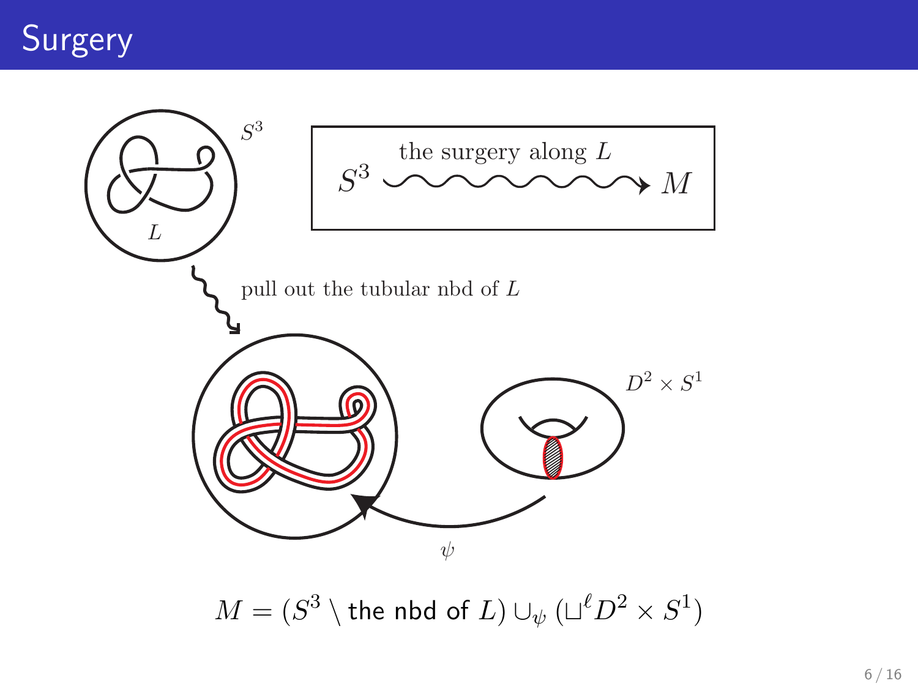# Surgery

$S^3$

$L$

the surgery along $L$

$S^3 \rightsquigarrow M$

pull out the tubular nbd of $L$

$D^2 \times S^1$

$\psi$

$$M = (S^3 \setminus \text{the nbd of } L) \cup_\psi (\sqcup^\ell D^2 \times S^1)$$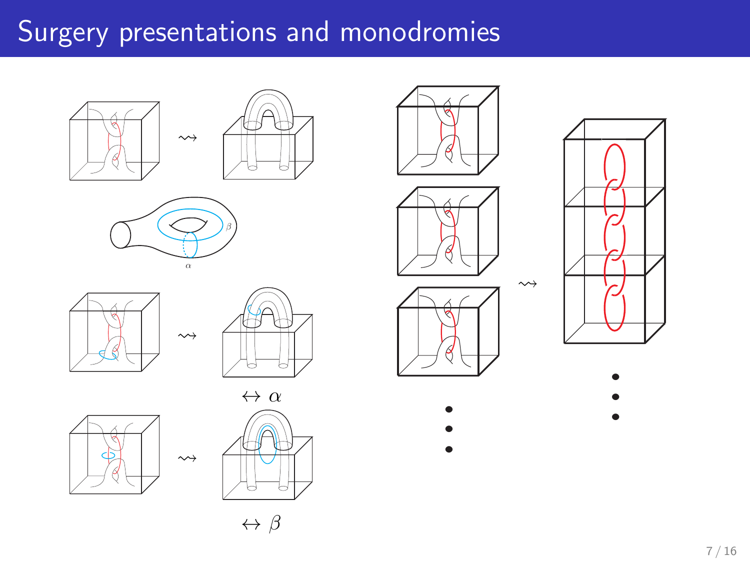# Surgery presentations and monodromies

$\leftrightarrow \alpha$

$\leftrightarrow \beta$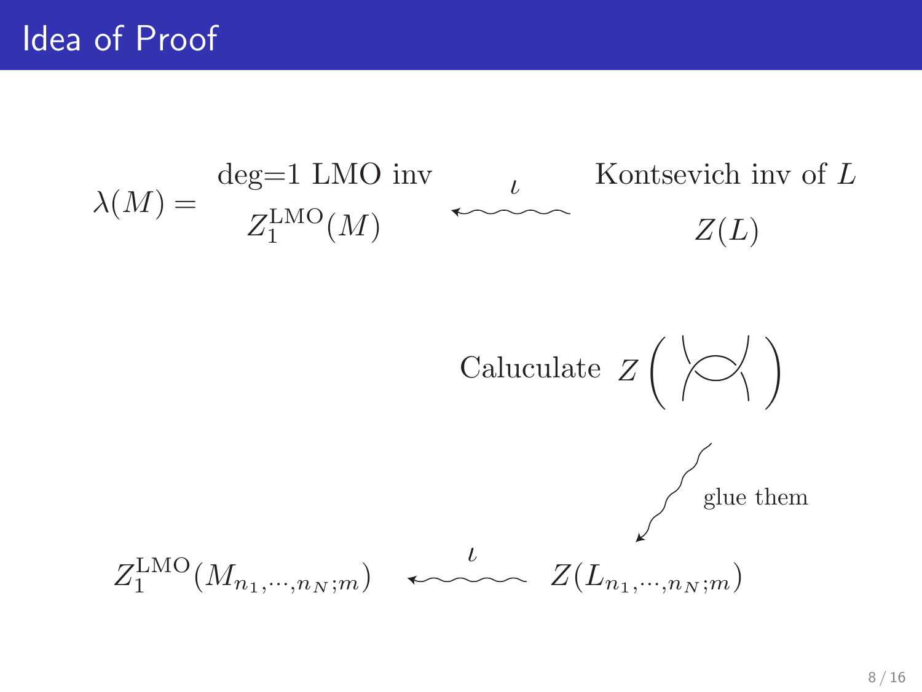# Idea of Proof

$$\lambda(M) = \underset{Z_1^{\mathrm{LMO}}(M)}{\text{deg=1 LMO inv}} \quad \overset{\iota}{\leftsquigarrow} \quad \underset{Z(L)}{\text{Kontsevich inv of } L}$$

Caluculate $Z\left( \text{tangle} \right)$

glue them

$$Z_1^{\mathrm{LMO}}(M_{n_1,\cdots,n_N;m}) \quad \overset{\iota}{\leftsquigarrow} \quad Z(L_{n_1,\cdots,n_N;m})$$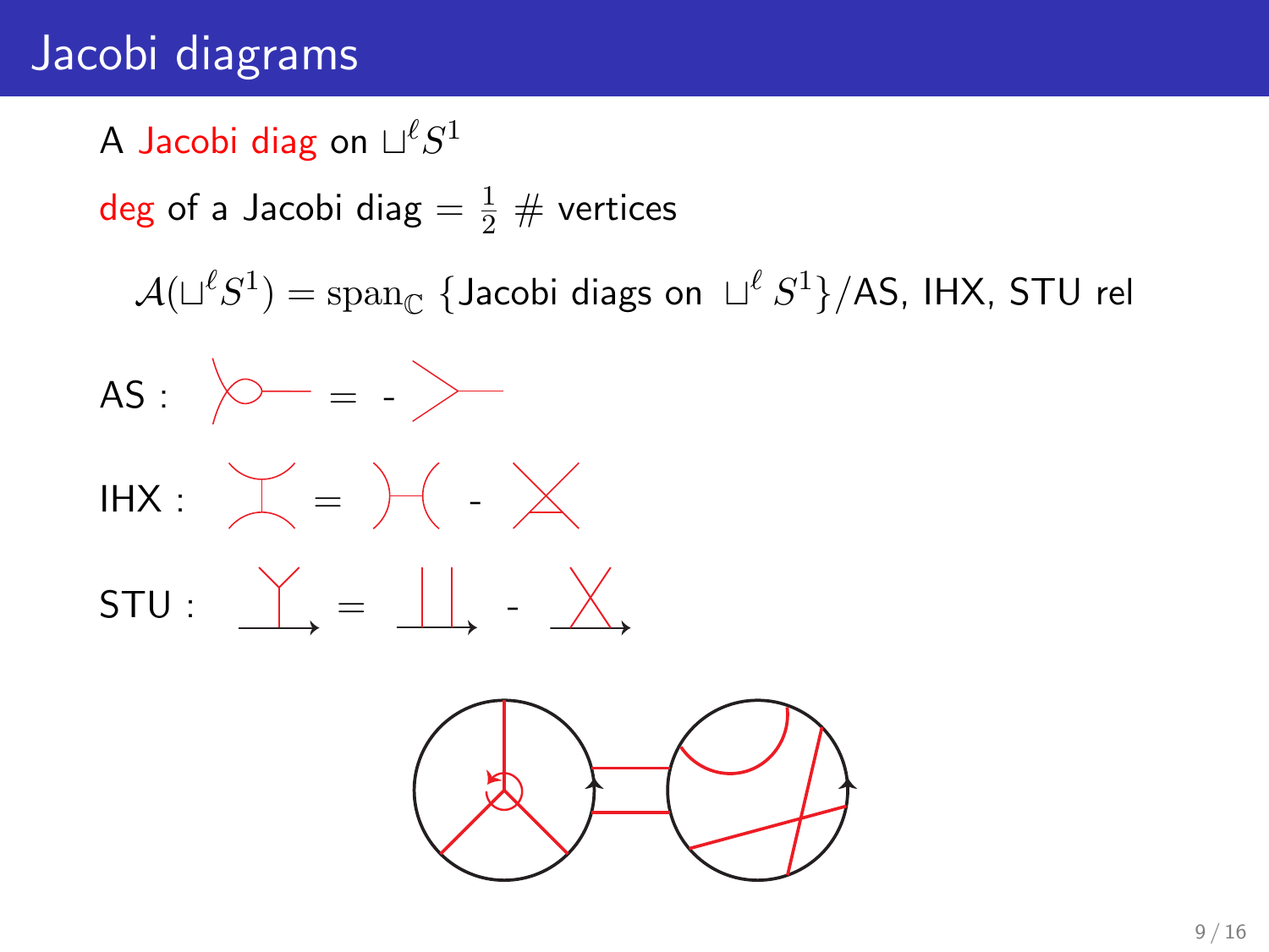# Jacobi diagrams

A Jacobi diag on $\sqcup^\ell S^1$

deg of a Jacobi diag $= \frac{1}{2}$ # vertices

$$\mathcal{A}(\sqcup^\ell S^1) = \mathrm{span}_{\mathbb{C}}\ \{\text{Jacobi diags on } \sqcup^\ell S^1\}/\text{AS, IHX, STU rel}$$

AS :

IHX :

STU :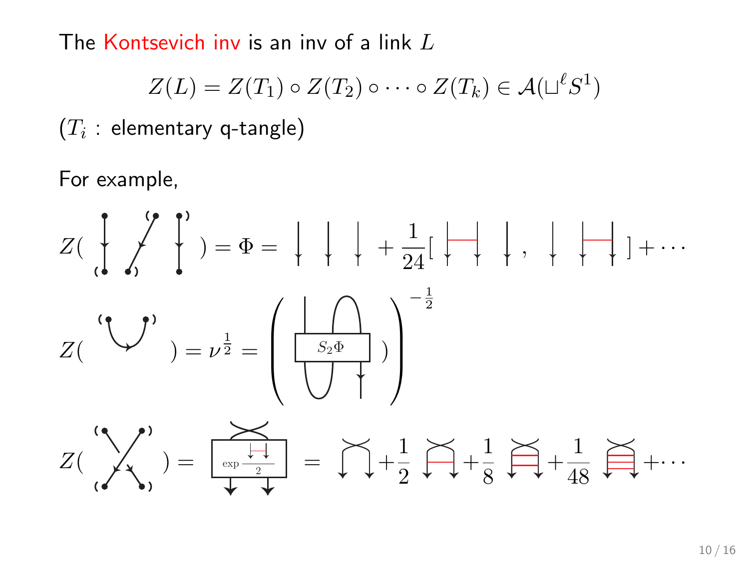The Kontsevich inv is an inv of a link $L$

$$Z(L) = Z(T_1) \circ Z(T_2) \circ \cdots \circ Z(T_k) \in \mathcal{A}(\sqcup^{\ell} S^1)$$

($T_i$ : elementary q-tangle)

For example,

$$Z(\;\cdots\;) = \Phi = \;\cdots\; + \frac{1}{24}[\;\cdots\;,\;\cdots\;] + \cdots$$

$$Z(\;\cdots\;) = \nu^{\frac{1}{2}} = \left(\; S_2\Phi \;\right)^{-\frac{1}{2}}$$

$$Z(\;\cdots\;) = \exp\frac{\;\cdots\;}{2} = \;\cdots\; + \frac{1}{2}\;\cdots\; + \frac{1}{8}\;\cdots\; + \frac{1}{48}\;\cdots\; + \cdots$$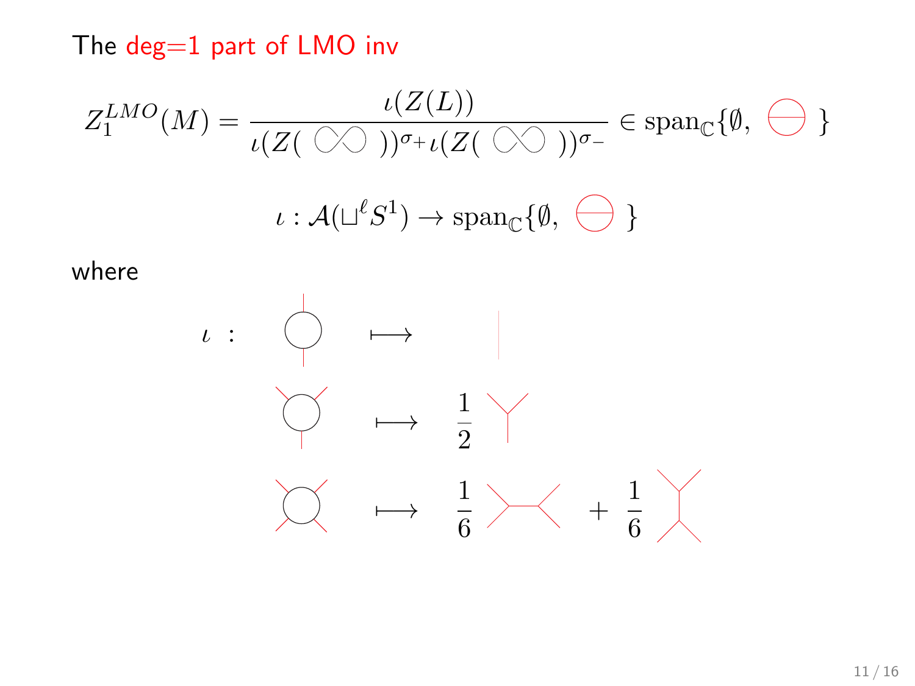The deg=1 part of LMO inv

$$Z_1^{LMO}(M) = \frac{\iota(Z(L))}{\iota(Z(\ \infty\ ))^{\sigma_+}\iota(Z(\ \infty\ ))^{\sigma_-}} \in \mathrm{span}_{\mathbb{C}}\{\emptyset,\ \ominus\ \}$$

$$\iota : \mathcal{A}(\sqcup^{\ell} S^1) \to \mathrm{span}_{\mathbb{C}}\{\emptyset,\ \ominus\ \}$$

where

$$\iota\ :\quad \text{(circle with 2 legs)} \longmapsto \text{(line)}$$

$$\text{(circle with 3 legs)} \longmapsto \frac{1}{2}\ Y$$

$$\text{(circle with 4 legs)} \longmapsto \frac{1}{6}\ \text{(H-graph)} + \frac{1}{6}\ \text{(I-graph)}$$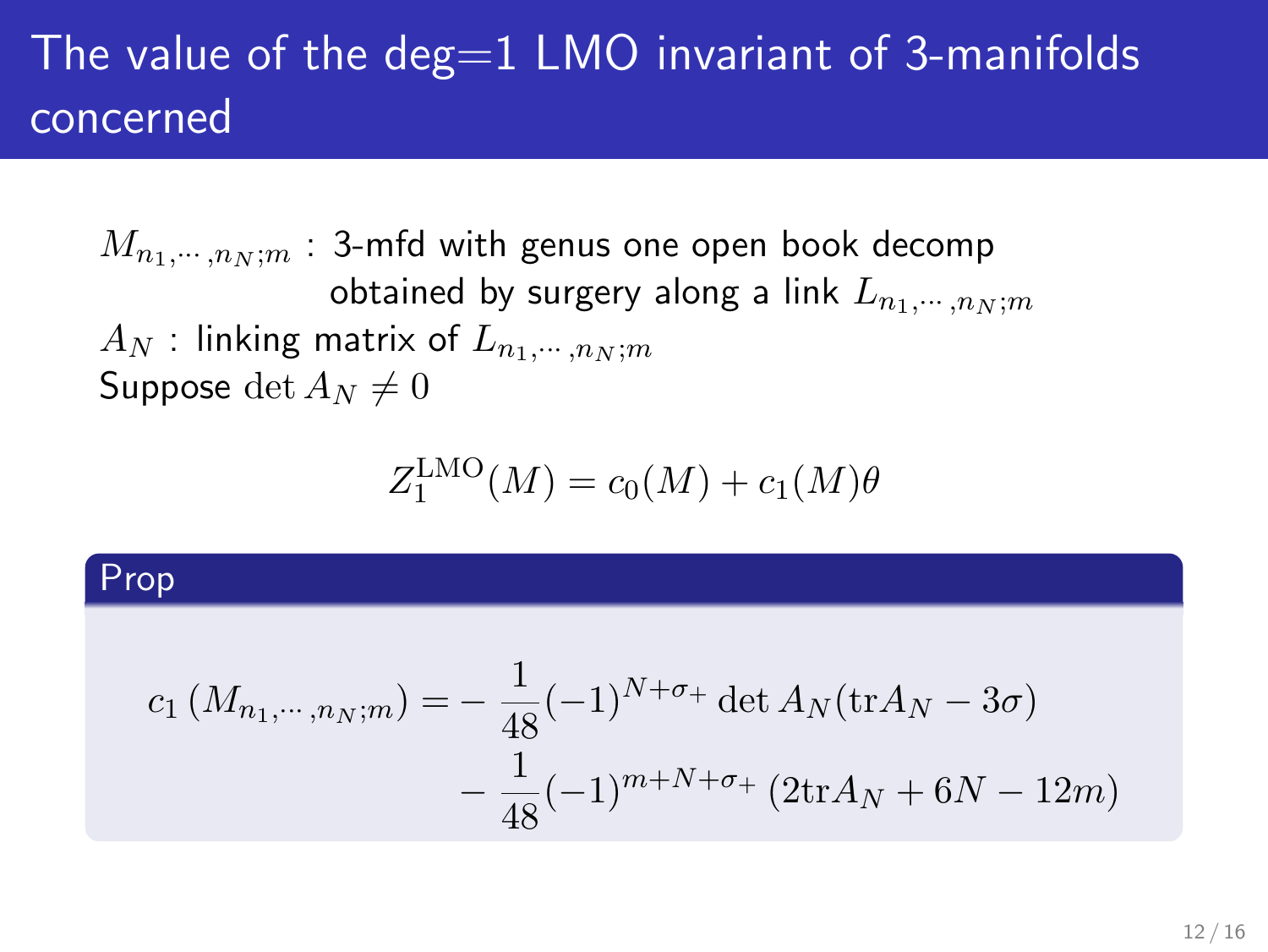# The value of the deg=1 LMO invariant of 3-manifolds concerned

$M_{n_1,\cdots,n_N;m}$ : 3-mfd with genus one open book decomp obtained by surgery along a link $L_{n_1,\cdots,n_N;m}$

$A_N$ : linking matrix of $L_{n_1,\cdots,n_N;m}$

Suppose $\det A_N \neq 0$

$$Z_1^{\mathrm{LMO}}(M) = c_0(M) + c_1(M)\theta$$

**Prop**

$$\begin{aligned} c_1\left(M_{n_1,\cdots,n_N;m}\right) = &-\frac{1}{48}(-1)^{N+\sigma_+}\det A_N(\mathrm{tr}A_N - 3\sigma) \\ &-\frac{1}{48}(-1)^{m+N+\sigma_+}\left(2\mathrm{tr}A_N + 6N - 12m\right) \end{aligned}$$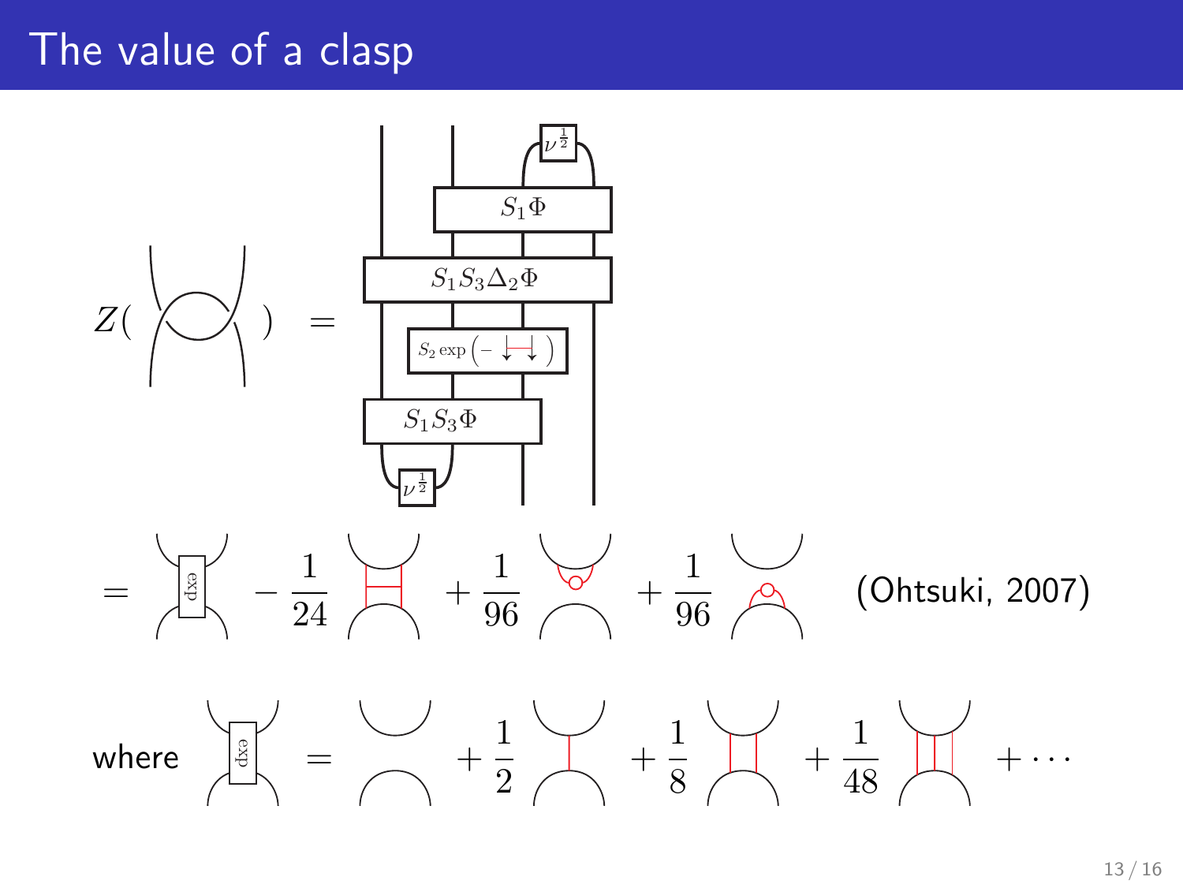# The value of a clasp

$$Z(\text{clasp}) = \ldots$$

$S_1\Phi$, $S_1S_3\Delta_2\Phi$, $S_2\exp\left(-\ \right)$, $S_1S_3\Phi$, $\nu^{\frac{1}{2}}$

$$= \text{exp} - \frac{1}{24} + \frac{1}{96} + \frac{1}{96}$$

(Ohtsuki, 2007)

where

$$\text{exp} = \ + \frac{1}{2} + \frac{1}{8} + \frac{1}{48} + \cdots$$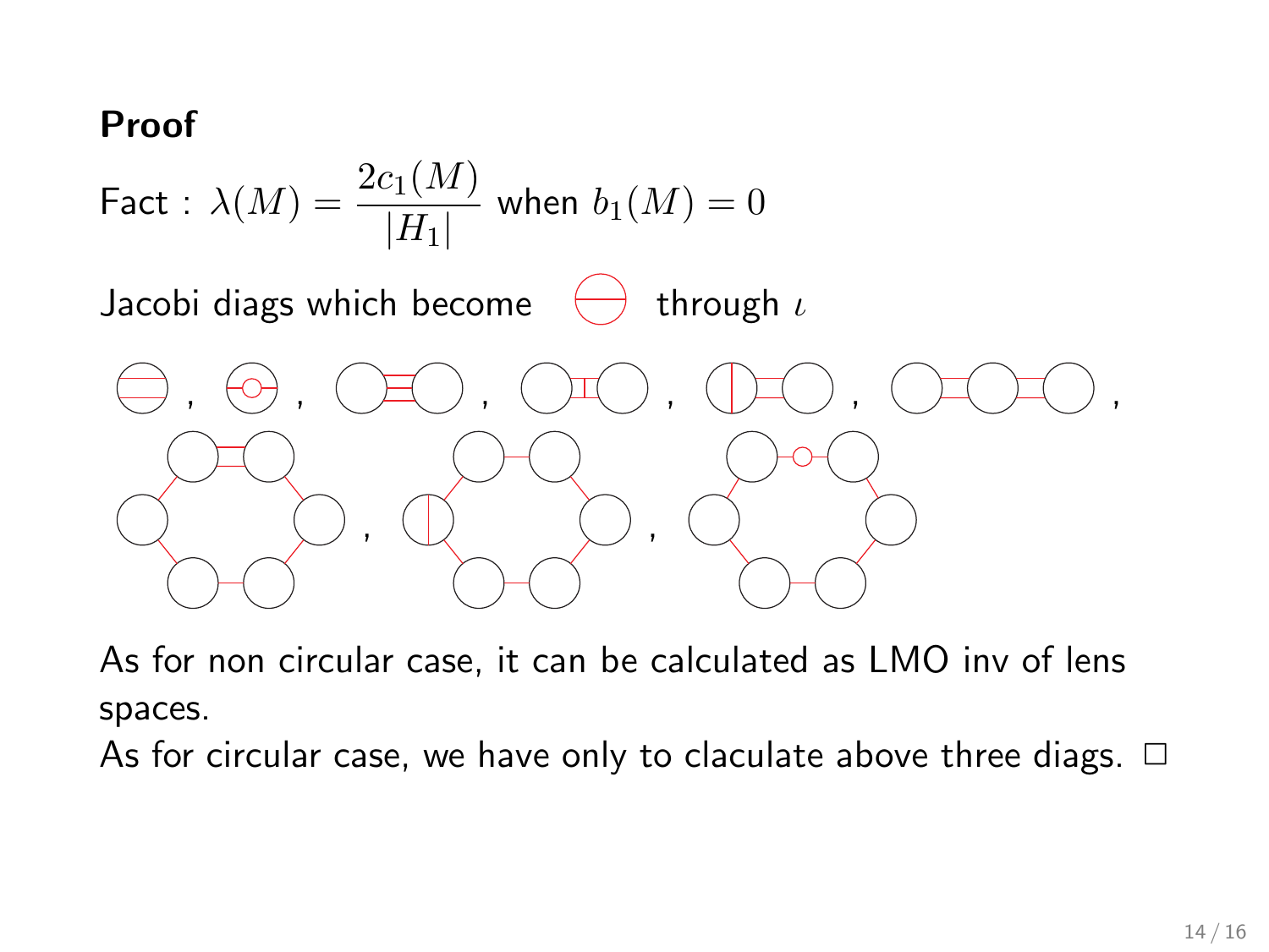**Proof**

Fact : $\lambda(M) = \dfrac{2c_1(M)}{|H_1|}$ when $b_1(M) = 0$

Jacobi diags which become (theta diagram) through $\iota$

As for non circular case, it can be calculated as LMO inv of lens spaces.

As for circular case, we have only to claculate above three diags. □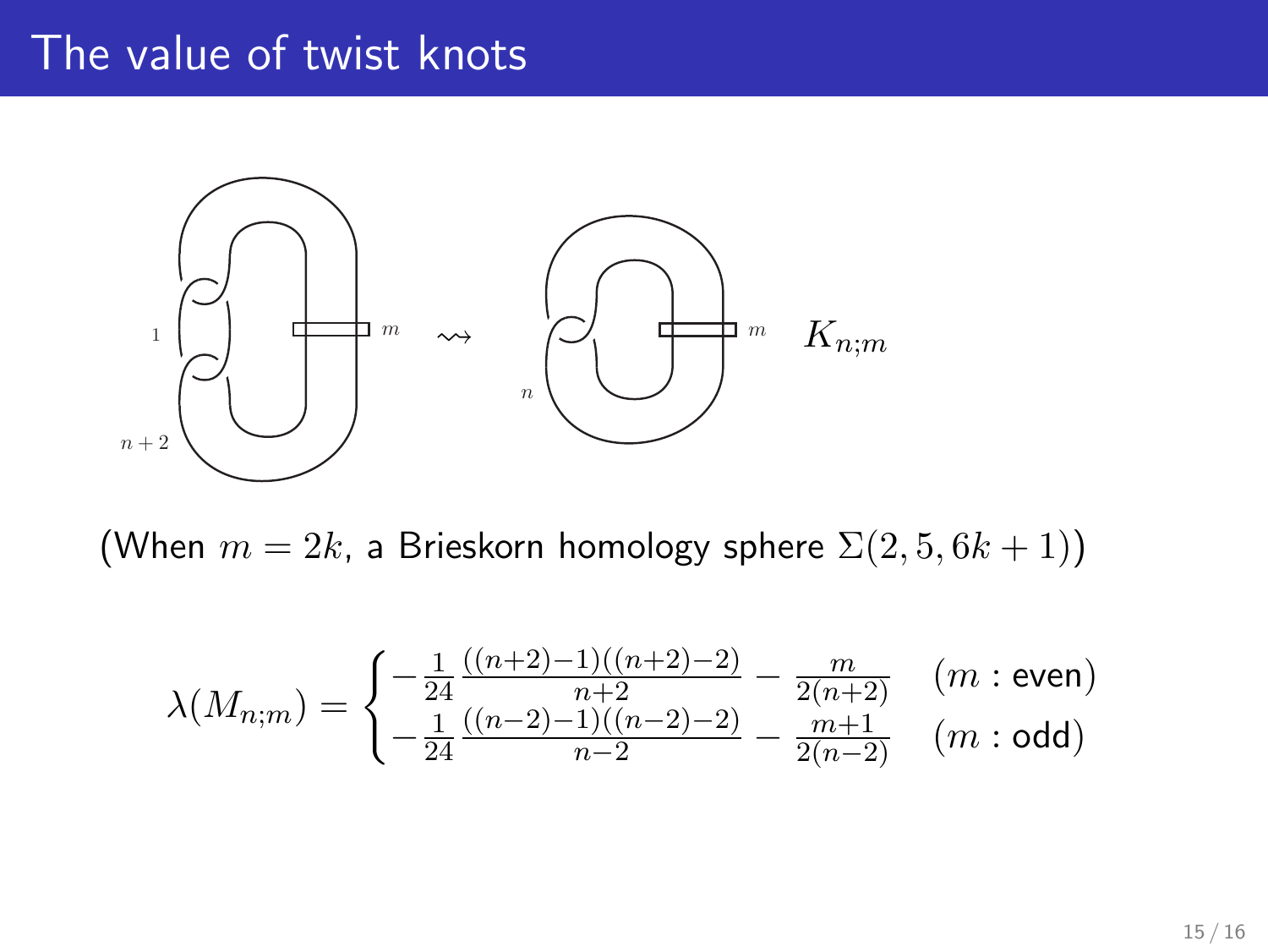# The value of twist knots

$m$ $\rightsquigarrow$ $m$ $K_{n;m}$

(When $m = 2k$, a Brieskorn homology sphere $\Sigma(2, 5, 6k+1)$)

$$\lambda(M_{n;m}) = \begin{cases} -\frac{1}{24}\frac{((n+2)-1)((n+2)-2)}{n+2} - \frac{m}{2(n+2)} & (m \text{ : even}) \\ -\frac{1}{24}\frac{((n-2)-1)((n-2)-2)}{n-2} - \frac{m+1}{2(n-2)} & (m \text{ : odd}) \end{cases}$$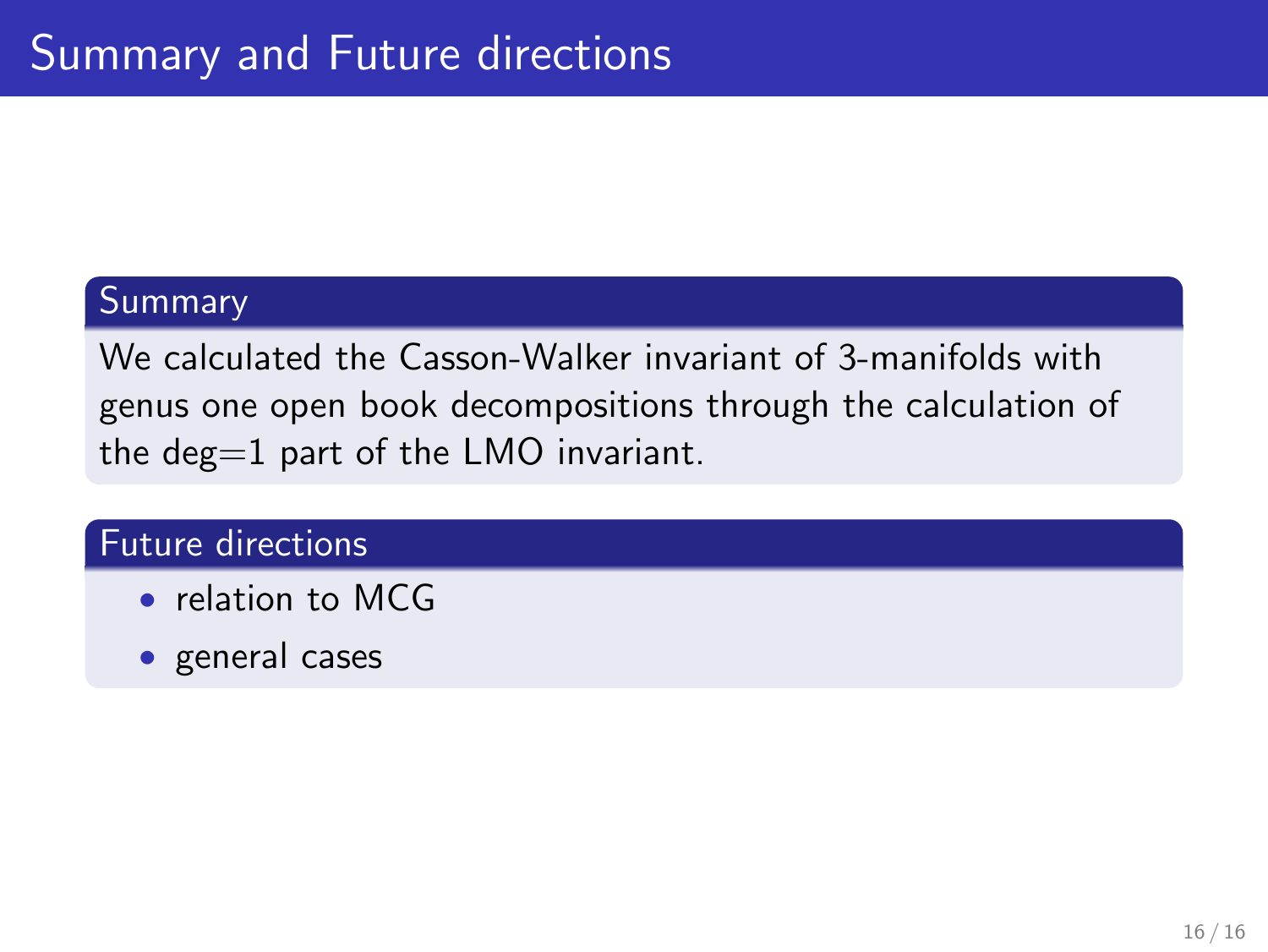# Summary and Future directions

## Summary

We calculated the Casson-Walker invariant of 3-manifolds with genus one open book decompositions through the calculation of the deg=1 part of the LMO invariant.

## Future directions

- relation to MCG
- general cases